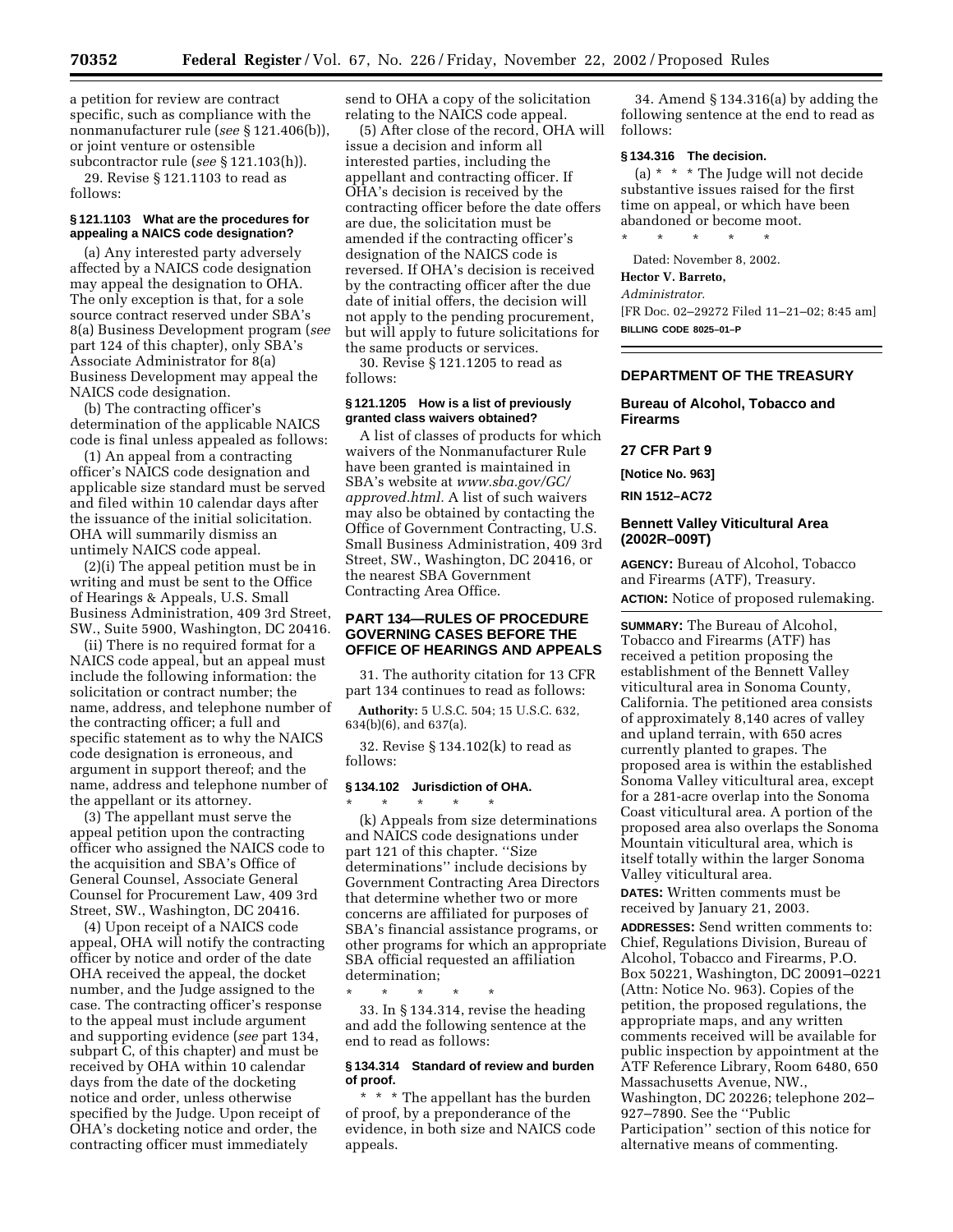a petition for review are contract specific, such as compliance with the nonmanufacturer rule (*see* § 121.406(b)), or joint venture or ostensible subcontractor rule (*see* § 121.103(h)).

29. Revise § 121.1103 to read as follows:

#### § 121.1103 What are the procedures for appealing a NAICS code designation?

(a) Any interested party adversely affected by a NAICS code designation may appeal the designation to OHA. The only exception is that, for a sole source contract reserved under SBA's 8(a) Business Development program (*see* part 124 of this chapter), only SBA's Associate Administrator for 8(a) Business Development may appeal the NAICS code designation.

(b) The contracting officer's determination of the applicable NAICS code is final unless appealed as follows:

(1) An appeal from a contracting officer's NAICS code designation and applicable size standard must be served and filed within 10 calendar days after the issuance of the initial solicitation. OHA will summarily dismiss an untimely NAICS code appeal.

(2)(i) The appeal petition must be in writing and must be sent to the Office of Hearings & Appeals, U.S. Small Business Administration, 409 3rd Street, SW., Suite 5900, Washington, DC 20416.

(ii) There is no required format for a NAICS code appeal, but an appeal must include the following information: the solicitation or contract number; the name, address, and telephone number of the contracting officer; a full and specific statement as to why the NAICS code designation is erroneous, and argument in support thereof; and the name, address and telephone number of the appellant or its attorney.

(3) The appellant must serve the appeal petition upon the contracting officer who assigned the NAICS code to the acquisition and SBA's Office of General Counsel, Associate General Counsel for Procurement Law, 409 3rd Street, SW., Washington, DC 20416.

(4) Upon receipt of a NAICS code appeal, OHA will notify the contracting officer by notice and order of the date OHA received the appeal, the docket number, and the Judge assigned to the case. The contracting officer's response to the appeal must include argument and supporting evidence (*see* part 134, subpart C, of this chapter) and must be received by OHA within 10 calendar days from the date of the docketing notice and order, unless otherwise specified by the Judge. Upon receipt of OHA's docketing notice and order, the contracting officer must immediately send to OHA a copy of the solicitation relating to the NAICS code appeal.

(5) After close of the record, OHA will issue a decision and inform all interested parties, including the appellant and contracting officer. If OHA's decision is received by the contracting officer before the date offers are due, the solicitation must be amended if the contracting officer's designation of the NAICS code is reversed. If OHA's decision is received by the contracting officer after the due date of initial offers, the decision will not apply to the pending procurement, but will apply to future solicitations for the same products or services.

30. Revise § 121.1205 to read as follows:

#### § 121.1205 How is a list of previously granted class waivers obtained?

A list of classes of products for which waivers of the Nonmanufacturer Rule have been granted is maintained in SBA's website at *www.sba.gov/GC/approved.html.* A list of such waivers may also be obtained by contacting the Office of Government Contracting, U.S. Small Business Administration, 409 3rd Street, SW., Washington, DC 20416, or the nearest SBA Government Contracting Area Office.

### PART 134—RULES OF PROCEDURE GOVERNING CASES BEFORE THE OFFICE OF HEARINGS AND APPEALS

31. The authority citation for 13 CFR part 134 continues to read as follows:

**Authority:** 5 U.S.C. 504; 15 U.S.C. 632, 634(b)(6), and 637(a).

32. Revise § 134.102(k) to read as follows:

#### § 134.102 Jurisdiction of OHA.

\* \* \* \* \*

(k) Appeals from size determinations and NAICS code designations under part 121 of this chapter. ''Size determinations'' include decisions by Government Contracting Area Directors that determine whether two or more concerns are affiliated for purposes of SBA's financial assistance programs, or other programs for which an appropriate SBA official requested an affiliation determination;

\* \* \* \* \*

33. In § 134.314, revise the heading and add the following sentence at the end to read as follows:

#### § 134.314 Standard of review and burden of proof.

\* \* \* The appellant has the burden of proof, by a preponderance of the evidence, in both size and NAICS code appeals.

34. Amend § 134.316(a) by adding the following sentence at the end to read as follows:

#### § 134.316 The decision.

(a) \* \* \* The Judge will not decide substantive issues raised for the first time on appeal, or which have been abandoned or become moot.

\* \* \* \* \*

Dated: November 8, 2002.

**Hector V. Barreto,**

*Administrator.*

[FR Doc. 02–29272 Filed 11–21–02; 8:45 am]

**BILLING CODE 8025–01–P**

## DEPARTMENT OF THE TREASURY

### Bureau of Alcohol, Tobacco and Firearms

### 27 CFR Part 9

**[Notice No. 963]**

**RIN 1512–AC72**

### Bennett Valley Viticultural Area (2002R–009T)

**AGENCY:** Bureau of Alcohol, Tobacco and Firearms (ATF), Treasury.

**ACTION:** Notice of proposed rulemaking.

**SUMMARY:** The Bureau of Alcohol, Tobacco and Firearms (ATF) has received a petition proposing the establishment of the Bennett Valley viticultural area in Sonoma County, California. The petitioned area consists of approximately 8,140 acres of valley and upland terrain, with 650 acres currently planted to grapes. The proposed area is within the established Sonoma Valley viticultural area, except for a 281-acre overlap into the Sonoma Coast viticultural area. A portion of the proposed area also overlaps the Sonoma Mountain viticultural area, which is itself totally within the larger Sonoma Valley viticultural area.

**DATES:** Written comments must be received by January 21, 2003.

**ADDRESSES:** Send written comments to: Chief, Regulations Division, Bureau of Alcohol, Tobacco and Firearms, P.O. Box 50221, Washington, DC 20091–0221 (Attn: Notice No. 963). Copies of the petition, the proposed regulations, the appropriate maps, and any written comments received will be available for public inspection by appointment at the ATF Reference Library, Room 6480, 650 Massachusetts Avenue, NW., Washington, DC 20226; telephone 202–927–7890. See the ''Public Participation'' section of this notice for alternative means of commenting.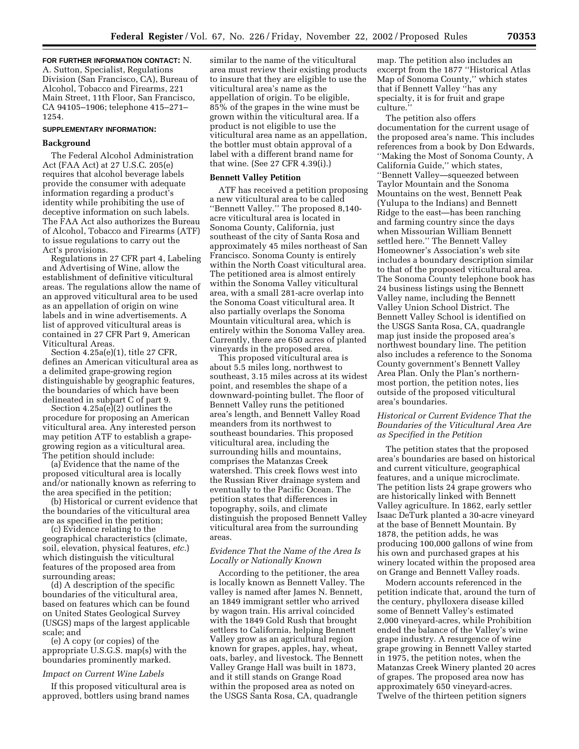**FOR FURTHER INFORMATION CONTACT:** N. A. Sutton, Specialist, Regulations Division (San Francisco, CA), Bureau of Alcohol, Tobacco and Firearms, 221 Main Street, 11th Floor, San Francisco, CA 94105–1906; telephone 415–271–1254.

**SUPPLEMENTARY INFORMATION:**

## Background

The Federal Alcohol Administration Act (FAA Act) at 27 U.S.C. 205(e) requires that alcohol beverage labels provide the consumer with adequate information regarding a product's identity while prohibiting the use of deceptive information on such labels. The FAA Act also authorizes the Bureau of Alcohol, Tobacco and Firearms (ATF) to issue regulations to carry out the Act's provisions.

Regulations in 27 CFR part 4, Labeling and Advertising of Wine, allow the establishment of definitive viticultural areas. The regulations allow the name of an approved viticultural area to be used as an appellation of origin on wine labels and in wine advertisements. A list of approved viticultural areas is contained in 27 CFR Part 9, American Viticultural Areas.

Section 4.25a(e)(1), title 27 CFR, defines an American viticultural area as a delimited grape-growing region distinguishable by geographic features, the boundaries of which have been delineated in subpart C of part 9.

Section 4.25a(e)(2) outlines the procedure for proposing an American viticultural area. Any interested person may petition ATF to establish a grape-growing region as a viticultural area. The petition should include:

(a) Evidence that the name of the proposed viticultural area is locally and/or nationally known as referring to the area specified in the petition;

(b) Historical or current evidence that the boundaries of the viticultural area are as specified in the petition;

(c) Evidence relating to the geographical characteristics (climate, soil, elevation, physical features, *etc.*) which distinguish the viticultural features of the proposed area from surrounding areas;

(d) A description of the specific boundaries of the viticultural area, based on features which can be found on United States Geological Survey (USGS) maps of the largest applicable scale; and

(e) A copy (or copies) of the appropriate U.S.G.S. map(s) with the boundaries prominently marked.

### *Impact on Current Wine Labels*

If this proposed viticultural area is approved, bottlers using brand names similar to the name of the viticultural area must review their existing products to insure that they are eligible to use the viticultural area's name as the appellation of origin. To be eligible, 85% of the grapes in the wine must be grown within the viticultural area. If a product is not eligible to use the viticultural area name as an appellation, the bottler must obtain approval of a label with a different brand name for that wine. (See 27 CFR 4.39(i).)

## Bennett Valley Petition

ATF has received a petition proposing a new viticultural area to be called ''Bennett Valley.'' The proposed 8,140-acre viticultural area is located in Sonoma County, California, just southeast of the city of Santa Rosa and approximately 45 miles northeast of San Francisco. Sonoma County is entirely within the North Coast viticultural area. The petitioned area is almost entirely within the Sonoma Valley viticultural area, with a small 281-acre overlap into the Sonoma Coast viticultural area. It also partially overlaps the Sonoma Mountain viticultural area, which is entirely within the Sonoma Valley area. Currently, there are 650 acres of planted vineyards in the proposed area.

This proposed viticultural area is about 5.5 miles long, northwest to southeast, 3.15 miles across at its widest point, and resembles the shape of a downward-pointing bullet. The floor of Bennett Valley runs the petitioned area's length, and Bennett Valley Road meanders from its northwest to southeast boundaries. This proposed viticultural area, including the surrounding hills and mountains, comprises the Matanzas Creek watershed. This creek flows west into the Russian River drainage system and eventually to the Pacific Ocean. The petition states that differences in topography, soils, and climate distinguish the proposed Bennett Valley viticultural area from the surrounding areas.

### *Evidence That the Name of the Area Is Locally or Nationally Known*

According to the petitioner, the area is locally known as Bennett Valley. The valley is named after James N. Bennett, an 1849 immigrant settler who arrived by wagon train. His arrival coincided with the 1849 Gold Rush that brought settlers to California, helping Bennett Valley grow as an agricultural region known for grapes, apples, hay, wheat, oats, barley, and livestock. The Bennett Valley Grange Hall was built in 1873, and it still stands on Grange Road within the proposed area as noted on the USGS Santa Rosa, CA, quadrangle map. The petition also includes an excerpt from the 1877 ''Historical Atlas Map of Sonoma County,'' which states that if Bennett Valley ''has any specialty, it is for fruit and grape culture.''

The petition also offers documentation for the current usage of the proposed area's name. This includes references from a book by Don Edwards, ''Making the Most of Sonoma County, A California Guide,'' which states, ''Bennett Valley—squeezed between Taylor Mountain and the Sonoma Mountains on the west, Bennett Peak (Yulupa to the Indians) and Bennett Ridge to the east—has been ranching and farming country since the days when Missourian William Bennett settled here.'' The Bennett Valley Homeowner's Association's web site includes a boundary description similar to that of the proposed viticultural area. The Sonoma County telephone book has 24 business listings using the Bennett Valley name, including the Bennett Valley Union School District. The Bennett Valley School is identified on the USGS Santa Rosa, CA, quadrangle map just inside the proposed area's northwest boundary line. The petition also includes a reference to the Sonoma County government's Bennett Valley Area Plan. Only the Plan's northern-most portion, the petition notes, lies outside of the proposed viticultural area's boundaries.

### *Historical or Current Evidence That the Boundaries of the Viticultural Area Are as Specified in the Petition*

The petition states that the proposed area's boundaries are based on historical and current viticulture, geographical features, and a unique microclimate. The petition lists 24 grape growers who are historically linked with Bennett Valley agriculture. In 1862, early settler Isaac DeTurk planted a 30-acre vineyard at the base of Bennett Mountain. By 1878, the petition adds, he was producing 100,000 gallons of wine from his own and purchased grapes at his winery located within the proposed area on Grange and Bennett Valley roads.

Modern accounts referenced in the petition indicate that, around the turn of the century, phylloxera disease killed some of Bennett Valley's estimated 2,000 vineyard-acres, while Prohibition ended the balance of the Valley's wine grape industry. A resurgence of wine grape growing in Bennett Valley started in 1975, the petition notes, when the Matanzas Creek Winery planted 20 acres of grapes. The proposed area now has approximately 650 vineyard-acres. Twelve of the thirteen petition signers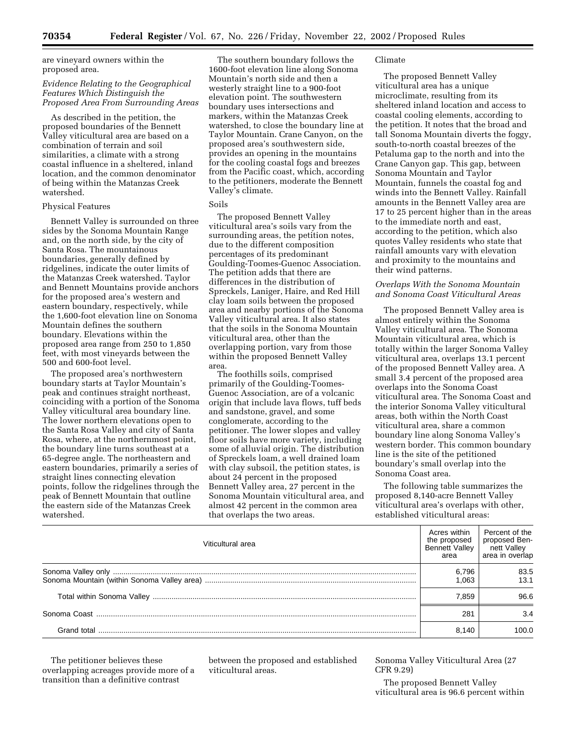are vineyard owners within the proposed area.

*Evidence Relating to the Geographical Features Which Distinguish the Proposed Area From Surrounding Areas*

As described in the petition, the proposed boundaries of the Bennett Valley viticultural area are based on a combination of terrain and soil similarities, a climate with a strong coastal influence in a sheltered, inland location, and the common denominator of being within the Matanzas Creek watershed.

Physical Features

Bennett Valley is surrounded on three sides by the Sonoma Mountain Range and, on the north side, by the city of Santa Rosa. The mountainous boundaries, generally defined by ridgelines, indicate the outer limits of the Matanzas Creek watershed. Taylor and Bennett Mountains provide anchors for the proposed area's western and eastern boundary, respectively, while the 1,600-foot elevation line on Sonoma Mountain defines the southern boundary. Elevations within the proposed area range from 250 to 1,850 feet, with most vineyards between the 500 and 600-foot level.

The proposed area's northwestern boundary starts at Taylor Mountain's peak and continues straight northeast, coinciding with a portion of the Sonoma Valley viticultural area boundary line. The lower northern elevations open to the Santa Rosa Valley and city of Santa Rosa, where, at the northernmost point, the boundary line turns southeast at a 65-degree angle. The northeastern and eastern boundaries, primarily a series of straight lines connecting elevation points, follow the ridgelines through the peak of Bennett Mountain that outline the eastern side of the Matanzas Creek watershed.

The southern boundary follows the 1600-foot elevation line along Sonoma Mountain's north side and then a westerly straight line to a 900-foot elevation point. The southwestern boundary uses intersections and markers, within the Matanzas Creek watershed, to close the boundary line at Taylor Mountain. Crane Canyon, on the proposed area's southwestern side, provides an opening in the mountains for the cooling coastal fogs and breezes from the Pacific coast, which, according to the petitioners, moderate the Bennett Valley's climate.

Soils

The proposed Bennett Valley viticultural area's soils vary from the surrounding areas, the petition notes, due to the different composition percentages of its predominant Goulding-Toomes-Guenoc Association. The petition adds that there are differences in the distribution of Spreckels, Laniger, Haire, and Red Hill clay loam soils between the proposed area and nearby portions of the Sonoma Valley viticultural area. It also states that the soils in the Sonoma Mountain viticultural area, other than the overlapping portion, vary from those within the proposed Bennett Valley area.

The foothills soils, comprised primarily of the Goulding-Toomes-Guenoc Association, are of a volcanic origin that include lava flows, tuff beds and sandstone, gravel, and some conglomerate, according to the petitioner. The lower slopes and valley floor soils have more variety, including some of alluvial origin. The distribution of Spreckels loam, a well drained loam with clay subsoil, the petition states, is about 24 percent in the proposed Bennett Valley area, 27 percent in the Sonoma Mountain viticultural area, and almost 42 percent in the common area that overlaps the two areas.

Climate

The proposed Bennett Valley viticultural area has a unique microclimate, resulting from its sheltered inland location and access to coastal cooling elements, according to the petition. It notes that the broad and tall Sonoma Mountain diverts the foggy, south-to-north coastal breezes of the Petaluma gap to the north and into the Crane Canyon gap. This gap, between Sonoma Mountain and Taylor Mountain, funnels the coastal fog and winds into the Bennett Valley. Rainfall amounts in the Bennett Valley area are 17 to 25 percent higher than in the areas to the immediate north and east, according to the petition, which also quotes Valley residents who state that rainfall amounts vary with elevation and proximity to the mountains and their wind patterns.

*Overlaps With the Sonoma Mountain and Sonoma Coast Viticultural Areas*

The proposed Bennett Valley area is almost entirely within the Sonoma Valley viticultural area. The Sonoma Mountain viticultural area, which is totally within the larger Sonoma Valley viticultural area, overlaps 13.1 percent of the proposed Bennett Valley area. A small 3.4 percent of the proposed area overlaps into the Sonoma Coast viticultural area. The Sonoma Coast and the interior Sonoma Valley viticultural areas, both within the North Coast viticultural area, share a common boundary line along Sonoma Valley's western border. This common boundary line is the site of the petitioned boundary's small overlap into the Sonoma Coast area.

The following table summarizes the proposed 8,140-acre Bennett Valley viticultural area's overlaps with other, established viticultural areas:

| Viticultural area | Acres within the proposed Bennett Valley area | Percent of the proposed Bennett Valley area in overlap |
|---|---|---|
| Sonoma Valley only | 6,796 | 83.5 |
| Sonoma Mountain (within Sonoma Valley area) | 1,063 | 13.1 |
| Total within Sonoma Valley | 7,859 | 96.6 |
| Sonoma Coast | 281 | 3.4 |
| Grand total | 8,140 | 100.0 |

The petitioner believes these overlapping acreages provide more of a transition than a definitive contrast between the proposed and established viticultural areas.

Sonoma Valley Viticultural Area (27 CFR 9.29)

The proposed Bennett Valley viticultural area is 96.6 percent within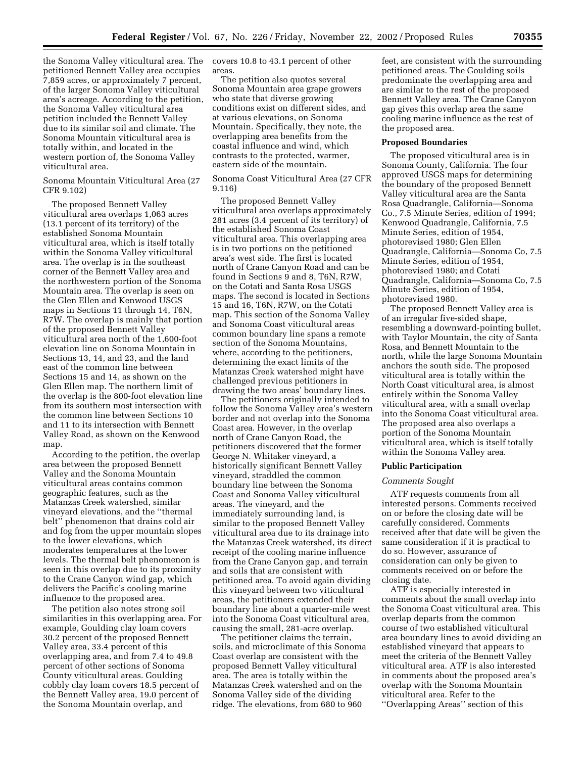the Sonoma Valley viticultural area. The petitioned Bennett Valley area occupies 7,859 acres, or approximately 7 percent, of the larger Sonoma Valley viticultural area's acreage. According to the petition, the Sonoma Valley viticultural area petition included the Bennett Valley due to its similar soil and climate. The Sonoma Mountain viticultural area is totally within, and located in the western portion of, the Sonoma Valley viticultural area.

Sonoma Mountain Viticultural Area (27 CFR 9.102)

The proposed Bennett Valley viticultural area overlaps 1,063 acres (13.1 percent of its territory) of the established Sonoma Mountain viticultural area, which is itself totally within the Sonoma Valley viticultural area. The overlap is in the southeast corner of the Bennett Valley area and the northwestern portion of the Sonoma Mountain area. The overlap is seen on the Glen Ellen and Kenwood USGS maps in Sections 11 through 14, T6N, R7W. The overlap is mainly that portion of the proposed Bennett Valley viticultural area north of the 1,600-foot elevation line on Sonoma Mountain in Sections 13, 14, and 23, and the land east of the common line between Sections 15 and 14, as shown on the Glen Ellen map. The northern limit of the overlap is the 800-foot elevation line from its southern most intersection with the common line between Sections 10 and 11 to its intersection with Bennett Valley Road, as shown on the Kenwood map.

According to the petition, the overlap area between the proposed Bennett Valley and the Sonoma Mountain viticultural areas contains common geographic features, such as the Matanzas Creek watershed, similar vineyard elevations, and the ''thermal belt'' phenomenon that drains cold air and fog from the upper mountain slopes to the lower elevations, which moderates temperatures at the lower levels. The thermal belt phenomenon is seen in this overlap due to its proximity to the Crane Canyon wind gap, which delivers the Pacific's cooling marine influence to the proposed area.

The petition also notes strong soil similarities in this overlapping area. For example, Goulding clay loam covers 30.2 percent of the proposed Bennett Valley area, 33.4 percent of this overlapping area, and from 7.4 to 49.8 percent of other sections of Sonoma County viticultural areas. Goulding cobbly clay loam covers 18.5 percent of the Bennett Valley area, 19.0 percent of the Sonoma Mountain overlap, and covers 10.8 to 43.1 percent of other areas.

The petition also quotes several Sonoma Mountain area grape growers who state that diverse growing conditions exist on different sides, and at various elevations, on Sonoma Mountain. Specifically, they note, the overlapping area benefits from the coastal influence and wind, which contrasts to the protected, warmer, eastern side of the mountain.

Sonoma Coast Viticultural Area (27 CFR 9.116)

The proposed Bennett Valley viticultural area overlaps approximately 281 acres (3.4 percent of its territory) of the established Sonoma Coast viticultural area. This overlapping area is in two portions on the petitioned area's west side. The first is located north of Crane Canyon Road and can be found in Sections 9 and 8, T6N, R7W, on the Cotati and Santa Rosa USGS maps. The second is located in Sections 15 and 16, T6N, R7W, on the Cotati map. This section of the Sonoma Valley and Sonoma Coast viticultural areas common boundary line spans a remote section of the Sonoma Mountains, where, according to the petitioners, determining the exact limits of the Matanzas Creek watershed might have challenged previous petitioners in drawing the two areas' boundary lines.

The petitioners originally intended to follow the Sonoma Valley area's western border and not overlap into the Sonoma Coast area. However, in the overlap north of Crane Canyon Road, the petitioners discovered that the former George N. Whitaker vineyard, a historically significant Bennett Valley vineyard, straddled the common boundary line between the Sonoma Coast and Sonoma Valley viticultural areas. The vineyard, and the immediately surrounding land, is similar to the proposed Bennett Valley viticultural area due to its drainage into the Matanzas Creek watershed, its direct receipt of the cooling marine influence from the Crane Canyon gap, and terrain and soils that are consistent with petitioned area. To avoid again dividing this vineyard between two viticultural areas, the petitioners extended their boundary line about a quarter-mile west into the Sonoma Coast viticultural area, causing the small, 281-acre overlap.

The petitioner claims the terrain, soils, and microclimate of this Sonoma Coast overlap are consistent with the proposed Bennett Valley viticultural area. The area is totally within the Matanzas Creek watershed and on the Sonoma Valley side of the dividing ridge. The elevations, from 680 to 960 feet, are consistent with the surrounding petitioned areas. The Goulding soils predominate the overlapping area and are similar to the rest of the proposed Bennett Valley area. The Crane Canyon gap gives this overlap area the same cooling marine influence as the rest of the proposed area.

**Proposed Boundaries**

The proposed viticultural area is in Sonoma County, California. The four approved USGS maps for determining the boundary of the proposed Bennett Valley viticultural area are the Santa Rosa Quadrangle, California—Sonoma Co., 7.5 Minute Series, edition of 1994; Kenwood Quadrangle, California, 7.5 Minute Series, edition of 1954, photorevised 1980; Glen Ellen Quadrangle, California—Sonoma Co, 7.5 Minute Series, edition of 1954, photorevised 1980; and Cotati Quadrangle, California—Sonoma Co, 7.5 Minute Series, edition of 1954, photorevised 1980.

The proposed Bennett Valley area is of an irregular five-sided shape, resembling a downward-pointing bullet, with Taylor Mountain, the city of Santa Rosa, and Bennett Mountain to the north, while the large Sonoma Mountain anchors the south side. The proposed viticultural area is totally within the North Coast viticultural area, is almost entirely within the Sonoma Valley viticultural area, with a small overlap into the Sonoma Coast viticultural area. The proposed area also overlaps a portion of the Sonoma Mountain viticultural area, which is itself totally within the Sonoma Valley area.

**Public Participation**

*Comments Sought*

ATF requests comments from all interested persons. Comments received on or before the closing date will be carefully considered. Comments received after that date will be given the same consideration if it is practical to do so. However, assurance of consideration can only be given to comments received on or before the closing date.

ATF is especially interested in comments about the small overlap into the Sonoma Coast viticultural area. This overlap departs from the common course of two established viticultural area boundary lines to avoid dividing an established vineyard that appears to meet the criteria of the Bennett Valley viticultural area. ATF is also interested in comments about the proposed area's overlap with the Sonoma Mountain viticultural area. Refer to the ''Overlapping Areas'' section of this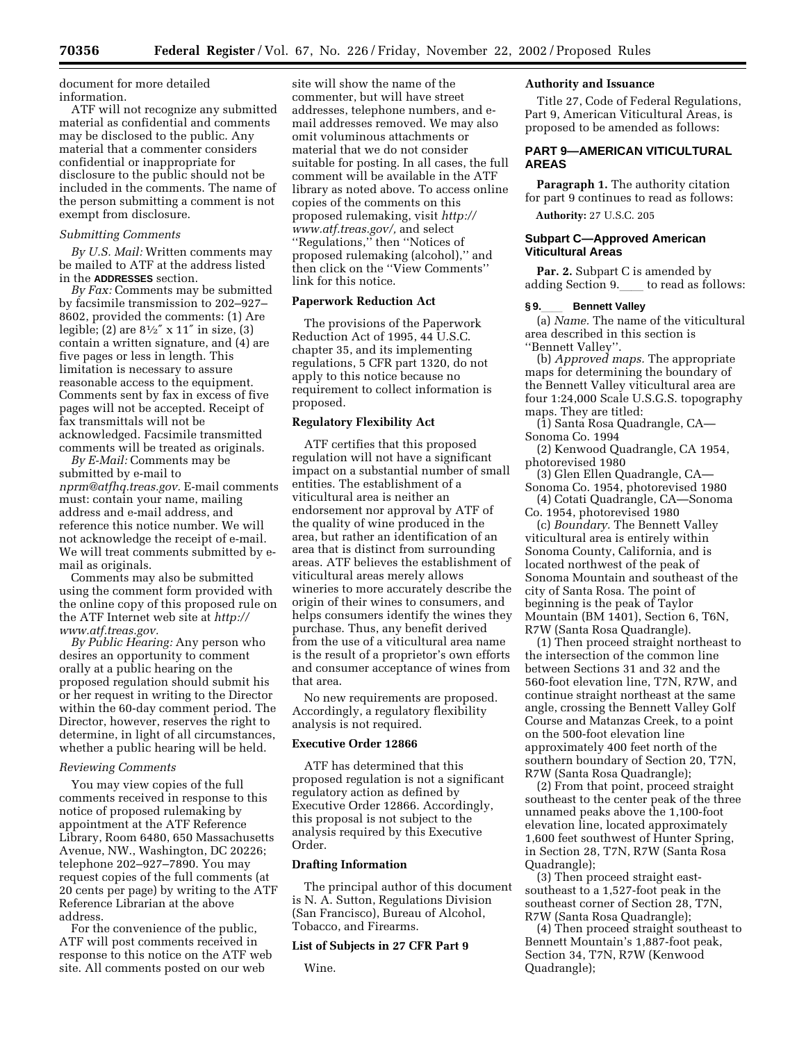document for more detailed information.

ATF will not recognize any submitted material as confidential and comments may be disclosed to the public. Any material that a commenter considers confidential or inappropriate for disclosure to the public should not be included in the comments. The name of the person submitting a comment is not exempt from disclosure.

*Submitting Comments*

*By U.S. Mail:* Written comments may be mailed to ATF at the address listed in the **ADDRESSES** section.

*By Fax:* Comments may be submitted by facsimile transmission to 202–927–8602, provided the comments: (1) Are legible; (2) are 8½″ x 11″ in size, (3) contain a written signature, and (4) are five pages or less in length. This limitation is necessary to assure reasonable access to the equipment. Comments sent by fax in excess of five pages will not be accepted. Receipt of fax transmittals will not be acknowledged. Facsimile transmitted comments will be treated as originals.

*By E-Mail:* Comments may be submitted by e-mail to *nprm@atfhq.treas.gov.* E-mail comments must: contain your name, mailing address and e-mail address, and reference this notice number. We will not acknowledge the receipt of e-mail. We will treat comments submitted by e-mail as originals.

Comments may also be submitted using the comment form provided with the online copy of this proposed rule on the ATF Internet web site at *http://www.atf.treas.gov.*

*By Public Hearing:* Any person who desires an opportunity to comment orally at a public hearing on the proposed regulation should submit his or her request in writing to the Director within the 60-day comment period. The Director, however, reserves the right to determine, in light of all circumstances, whether a public hearing will be held.

*Reviewing Comments*

You may view copies of the full comments received in response to this notice of proposed rulemaking by appointment at the ATF Reference Library, Room 6480, 650 Massachusetts Avenue, NW., Washington, DC 20226; telephone 202–927–7890. You may request copies of the full comments (at 20 cents per page) by writing to the ATF Reference Librarian at the above address.

For the convenience of the public, ATF will post comments received in response to this notice on the ATF web site. All comments posted on our web site will show the name of the commenter, but will have street addresses, telephone numbers, and e-mail addresses removed. We may also omit voluminous attachments or material that we do not consider suitable for posting. In all cases, the full comment will be available in the ATF library as noted above. To access online copies of the comments on this proposed rulemaking, visit *http://www.atf.treas.gov/,* and select ''Regulations,'' then ''Notices of proposed rulemaking (alcohol),'' and then click on the ''View Comments'' link for this notice.

**Paperwork Reduction Act**

The provisions of the Paperwork Reduction Act of 1995, 44 U.S.C. chapter 35, and its implementing regulations, 5 CFR part 1320, do not apply to this notice because no requirement to collect information is proposed.

**Regulatory Flexibility Act**

ATF certifies that this proposed regulation will not have a significant impact on a substantial number of small entities. The establishment of a viticultural area is neither an endorsement nor approval by ATF of the quality of wine produced in the area, but rather an identification of an area that is distinct from surrounding areas. ATF believes the establishment of viticultural areas merely allows wineries to more accurately describe the origin of their wines to consumers, and helps consumers identify the wines they purchase. Thus, any benefit derived from the use of a viticultural area name is the result of a proprietor's own efforts and consumer acceptance of wines from that area.

No new requirements are proposed. Accordingly, a regulatory flexibility analysis is not required.

**Executive Order 12866**

ATF has determined that this proposed regulation is not a significant regulatory action as defined by Executive Order 12866. Accordingly, this proposal is not subject to the analysis required by this Executive Order.

**Drafting Information**

The principal author of this document is N. A. Sutton, Regulations Division (San Francisco), Bureau of Alcohol, Tobacco, and Firearms.

**List of Subjects in 27 CFR Part 9**

Wine.

**Authority and Issuance**

Title 27, Code of Federal Regulations, Part 9, American Viticultural Areas, is proposed to be amended as follows:

## PART 9—AMERICAN VITICULTURAL AREAS

**Paragraph 1.** The authority citation for part 9 continues to read as follows:

**Authority:** 27 U.S.C. 205

### Subpart C—Approved American Viticultural Areas

**Par. 2.** Subpart C is amended by adding Section 9.____ to read as follows:

**§ 9.____ Bennett Valley**

(a) *Name.* The name of the viticultural area described in this section is ''Bennett Valley''.

(b) *Approved maps.* The appropriate maps for determining the boundary of the Bennett Valley viticultural area are four 1:24,000 Scale U.S.G.S. topography maps. They are titled:

(1) Santa Rosa Quadrangle, CA—Sonoma Co. 1994

(2) Kenwood Quadrangle, CA 1954, photorevised 1980

(3) Glen Ellen Quadrangle, CA—Sonoma Co. 1954, photorevised 1980

(4) Cotati Quadrangle, CA—Sonoma Co. 1954, photorevised 1980

(c) *Boundary.* The Bennett Valley viticultural area is entirely within Sonoma County, California, and is located northwest of the peak of Sonoma Mountain and southeast of the city of Santa Rosa. The point of beginning is the peak of Taylor Mountain (BM 1401), Section 6, T6N, R7W (Santa Rosa Quadrangle).

(1) Then proceed straight northeast to the intersection of the common line between Sections 31 and 32 and the 560-foot elevation line, T7N, R7W, and continue straight northeast at the same angle, crossing the Bennett Valley Golf Course and Matanzas Creek, to a point on the 500-foot elevation line approximately 400 feet north of the southern boundary of Section 20, T7N, R7W (Santa Rosa Quadrangle);

(2) From that point, proceed straight southeast to the center peak of the three unnamed peaks above the 1,100-foot elevation line, located approximately 1,600 feet southwest of Hunter Spring, in Section 28, T7N, R7W (Santa Rosa Quadrangle);

(3) Then proceed straight east-southeast to a 1,527-foot peak in the southeast corner of Section 28, T7N, R7W (Santa Rosa Quadrangle);

(4) Then proceed straight southeast to Bennett Mountain's 1,887-foot peak, Section 34, T7N, R7W (Kenwood Quadrangle);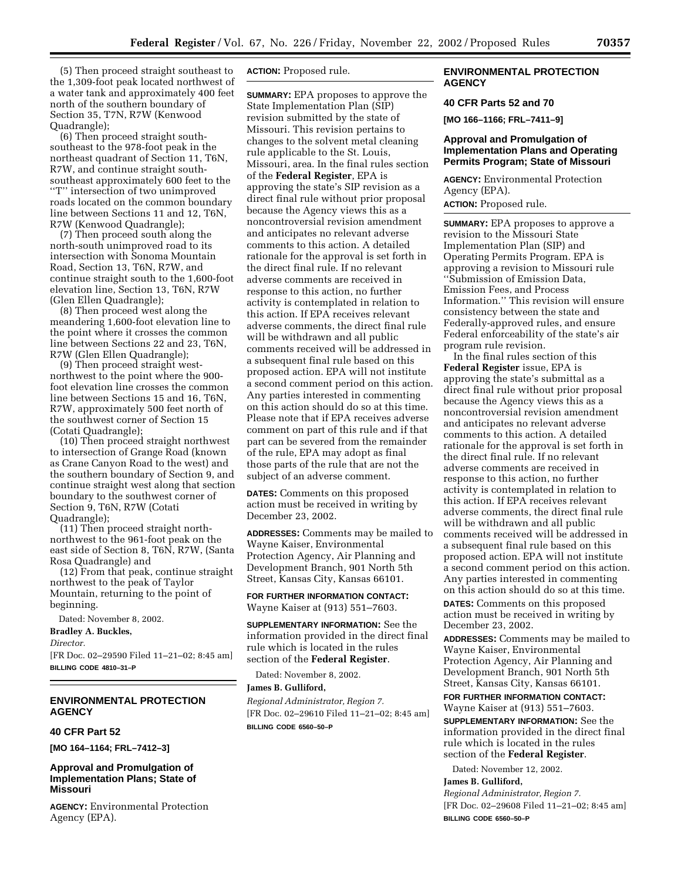(5) Then proceed straight southeast to the 1,309-foot peak located northwest of a water tank and approximately 400 feet north of the southern boundary of Section 35, T7N, R7W (Kenwood Quadrangle);

(6) Then proceed straight south-southeast to the 978-foot peak in the northeast quadrant of Section 11, T6N, R7W, and continue straight south-southeast approximately 600 feet to the ''T'' intersection of two unimproved roads located on the common boundary line between Sections 11 and 12, T6N, R7W (Kenwood Quadrangle);

(7) Then proceed south along the north-south unimproved road to its intersection with Sonoma Mountain Road, Section 13, T6N, R7W, and continue straight south to the 1,600-foot elevation line, Section 13, T6N, R7W (Glen Ellen Quadrangle);

(8) Then proceed west along the meandering 1,600-foot elevation line to the point where it crosses the common line between Sections 22 and 23, T6N, R7W (Glen Ellen Quadrangle);

(9) Then proceed straight west-northwest to the point where the 900-foot elevation line crosses the common line between Sections 15 and 16, T6N, R7W, approximately 500 feet north of the southwest corner of Section 15 (Cotati Quadrangle);

(10) Then proceed straight northwest to intersection of Grange Road (known as Crane Canyon Road to the west) and the southern boundary of Section 9, and continue straight west along that section boundary to the southwest corner of Section 9, T6N, R7W (Cotati Quadrangle);

(11) Then proceed straight north-northwest to the 961-foot peak on the east side of Section 8, T6N, R7W, (Santa Rosa Quadrangle) and

(12) From that peak, continue straight northwest to the peak of Taylor Mountain, returning to the point of beginning.

Dated: November 8, 2002.

**Bradley A. Buckles,**

*Director.*

[FR Doc. 02–29590 Filed 11–21–02; 8:45 am]

**BILLING CODE 4810–31–P**

---

## ENVIRONMENTAL PROTECTION AGENCY

### 40 CFR Part 52

**[MO 164–1164; FRL–7412–3]**

### Approval and Promulgation of Implementation Plans; State of Missouri

**AGENCY:** Environmental Protection Agency (EPA).

**ACTION:** Proposed rule.

**SUMMARY:** EPA proposes to approve the State Implementation Plan (SIP) revision submitted by the state of Missouri. This revision pertains to changes to the solvent metal cleaning rule applicable to the St. Louis, Missouri, area. In the final rules section of the **Federal Register**, EPA is approving the state's SIP revision as a direct final rule without prior proposal because the Agency views this as a noncontroversial revision amendment and anticipates no relevant adverse comments to this action. A detailed rationale for the approval is set forth in the direct final rule. If no relevant adverse comments are received in response to this action, no further activity is contemplated in relation to this action. If EPA receives relevant adverse comments, the direct final rule will be withdrawn and all public comments received will be addressed in a subsequent final rule based on this proposed action. EPA will not institute a second comment period on this action. Any parties interested in commenting on this action should do so at this time. Please note that if EPA receives adverse comment on part of this rule and if that part can be severed from the remainder of the rule, EPA may adopt as final those parts of the rule that are not the subject of an adverse comment.

**DATES:** Comments on this proposed action must be received in writing by December 23, 2002.

**ADDRESSES:** Comments may be mailed to Wayne Kaiser, Environmental Protection Agency, Air Planning and Development Branch, 901 North 5th Street, Kansas City, Kansas 66101.

**FOR FURTHER INFORMATION CONTACT:** Wayne Kaiser at (913) 551–7603.

**SUPPLEMENTARY INFORMATION:** See the information provided in the direct final rule which is located in the rules section of the **Federal Register**.

Dated: November 8, 2002.

**James B. Gulliford,**

*Regional Administrator, Region 7.*

[FR Doc. 02–29610 Filed 11–21–02; 8:45 am]

**BILLING CODE 6560–50–P**

---

## ENVIRONMENTAL PROTECTION AGENCY

### 40 CFR Parts 52 and 70

**[MO 166–1166; FRL–7411–9]**

### Approval and Promulgation of Implementation Plans and Operating Permits Program; State of Missouri

**AGENCY:** Environmental Protection Agency (EPA).

**ACTION:** Proposed rule.

**SUMMARY:** EPA proposes to approve a revision to the Missouri State Implementation Plan (SIP) and Operating Permits Program. EPA is approving a revision to Missouri rule ''Submission of Emission Data, Emission Fees, and Process Information.'' This revision will ensure consistency between the state and Federally-approved rules, and ensure Federal enforceability of the state's air program rule revision.

In the final rules section of this **Federal Register** issue, EPA is approving the state's submittal as a direct final rule without prior proposal because the Agency views this as a noncontroversial revision amendment and anticipates no relevant adverse comments to this action. A detailed rationale for the approval is set forth in the direct final rule. If no relevant adverse comments are received in response to this action, no further activity is contemplated in relation to this action. If EPA receives relevant adverse comments, the direct final rule will be withdrawn and all public comments received will be addressed in a subsequent final rule based on this proposed action. EPA will not institute a second comment period on this action. Any parties interested in commenting on this action should do so at this time.

**DATES:** Comments on this proposed action must be received in writing by December 23, 2002.

**ADDRESSES:** Comments may be mailed to Wayne Kaiser, Environmental Protection Agency, Air Planning and Development Branch, 901 North 5th Street, Kansas City, Kansas 66101.

**FOR FURTHER INFORMATION CONTACT:** Wayne Kaiser at (913) 551–7603.

**SUPPLEMENTARY INFORMATION:** See the information provided in the direct final rule which is located in the rules section of the **Federal Register**.

Dated: November 12, 2002.

**James B. Gulliford,**

*Regional Administrator, Region 7.*

[FR Doc. 02–29608 Filed 11–21–02; 8:45 am]

**BILLING CODE 6560–50–P**